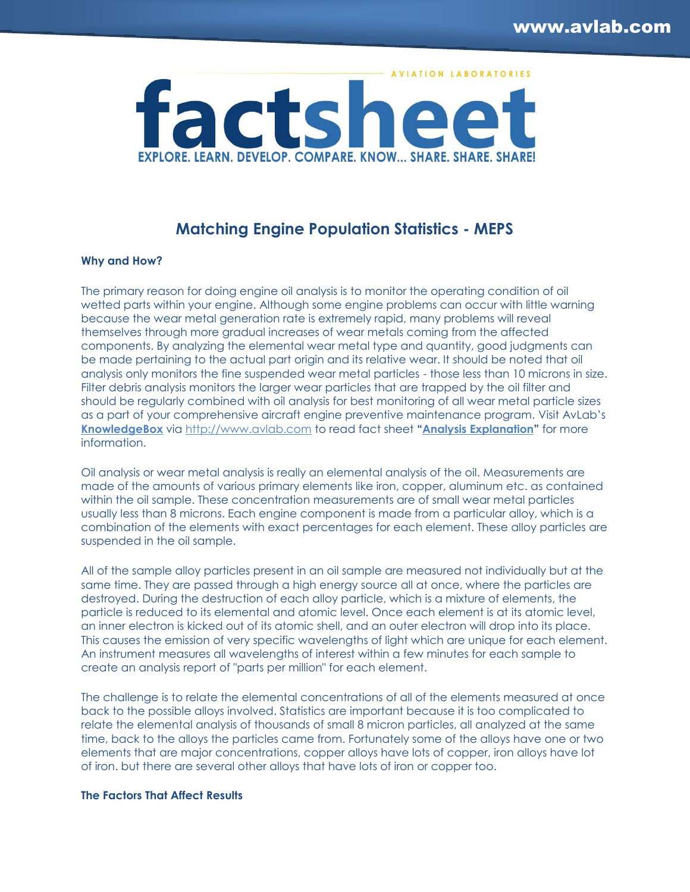# Matching Engine Population Statistics - MEPS

## Why and How?

The primary reason for doing engine oil analysis is to monitor the operating condition of oil wetted parts within your engine. Although some engine problems can occur with little warning because the wear metal generation rate is extremely rapid, many problems will reveal themselves through more gradual increases of wear metals coming from the affected components. By analyzing the elemental wear metal type and quantity, good judgments can be made pertaining to the actual part origin and its relative wear. It should be noted that oil analysis only monitors the fine suspended wear metal particles - those less than 10 microns in size. Filter debris analysis monitors the larger wear particles that are trapped by the oil filter and should be regularly combined with oil analysis for best monitoring of all wear metal particle sizes as a part of your comprehensive aircraft engine preventive maintenance program. Visit AvLab's **KnowledgeBox** via http://www.avlab.com to read fact sheet **"Analysis Explanation"** for more information.

Oil analysis or wear metal analysis is really an elemental analysis of the oil. Measurements are made of the amounts of various primary elements like iron, copper, aluminum etc. as contained within the oil sample. These concentration measurements are of small wear metal particles usually less than 8 microns. Each engine component is made from a particular alloy, which is a combination of the elements with exact percentages for each element. These alloy particles are suspended in the oil sample.

All of the sample alloy particles present in an oil sample are measured not individually but at the same time. They are passed through a high energy source all at once, where the particles are destroyed. During the destruction of each alloy particle, which is a mixture of elements, the particle is reduced to its elemental and atomic level. Once each element is at its atomic level, an inner electron is kicked out of its atomic shell, and an outer electron will drop into its place. This causes the emission of very specific wavelengths of light which are unique for each element. An instrument measures all wavelengths of interest within a few minutes for each sample to create an analysis report of "parts per million" for each element.

The challenge is to relate the elemental concentrations of all of the elements measured at once back to the possible alloys involved. Statistics are important because it is too complicated to relate the elemental analysis of thousands of small 8 micron particles, all analyzed at the same time, back to the alloys the particles came from. Fortunately some of the alloys have one or two elements that are major concentrations, copper alloys have lots of copper, iron alloys have lot of iron. but there are several other alloys that have lots of iron or copper too.

## The Factors That Affect Results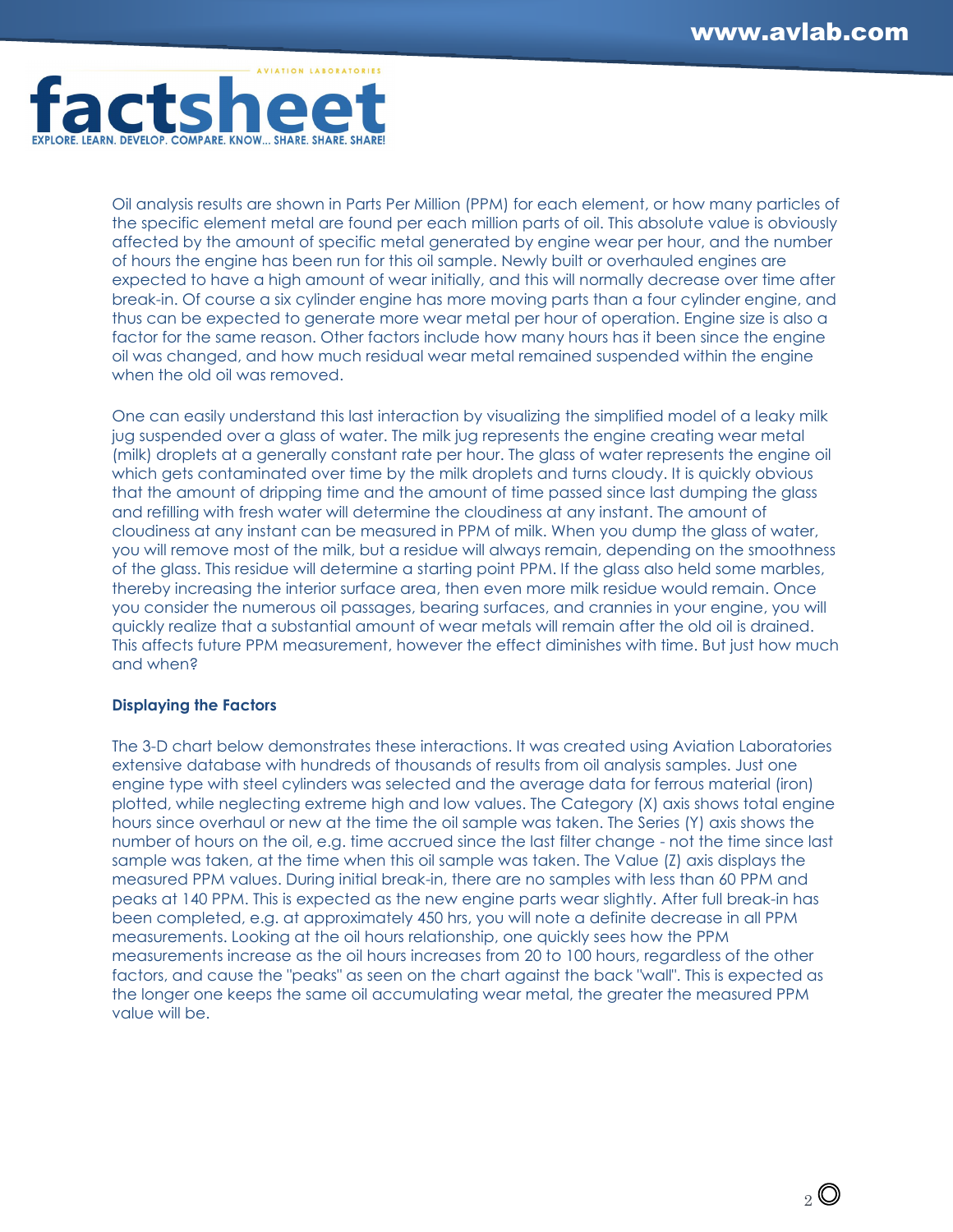Oil analysis results are shown in Parts Per Million (PPM) for each element, or how many particles of the specific element metal are found per each million parts of oil. This absolute value is obviously affected by the amount of specific metal generated by engine wear per hour, and the number of hours the engine has been run for this oil sample. Newly built or overhauled engines are expected to have a high amount of wear initially, and this will normally decrease over time after break-in. Of course a six cylinder engine has more moving parts than a four cylinder engine, and thus can be expected to generate more wear metal per hour of operation. Engine size is also a factor for the same reason. Other factors include how many hours has it been since the engine oil was changed, and how much residual wear metal remained suspended within the engine when the old oil was removed.

One can easily understand this last interaction by visualizing the simplified model of a leaky milk jug suspended over a glass of water. The milk jug represents the engine creating wear metal (milk) droplets at a generally constant rate per hour. The glass of water represents the engine oil which gets contaminated over time by the milk droplets and turns cloudy. It is quickly obvious that the amount of dripping time and the amount of time passed since last dumping the glass and refilling with fresh water will determine the cloudiness at any instant. The amount of cloudiness at any instant can be measured in PPM of milk. When you dump the glass of water, you will remove most of the milk, but a residue will always remain, depending on the smoothness of the glass. This residue will determine a starting point PPM. If the glass also held some marbles, thereby increasing the interior surface area, then even more milk residue would remain. Once you consider the numerous oil passages, bearing surfaces, and crannies in your engine, you will quickly realize that a substantial amount of wear metals will remain after the old oil is drained. This affects future PPM measurement, however the effect diminishes with time. But just how much and when?

**Displaying the Factors**

The 3-D chart below demonstrates these interactions. It was created using Aviation Laboratories extensive database with hundreds of thousands of results from oil analysis samples. Just one engine type with steel cylinders was selected and the average data for ferrous material (iron) plotted, while neglecting extreme high and low values. The Category (X) axis shows total engine hours since overhaul or new at the time the oil sample was taken. The Series (Y) axis shows the number of hours on the oil, e.g. time accrued since the last filter change - not the time since last sample was taken, at the time when this oil sample was taken. The Value (Z) axis displays the measured PPM values. During initial break-in, there are no samples with less than 60 PPM and peaks at 140 PPM. This is expected as the new engine parts wear slightly. After full break-in has been completed, e.g. at approximately 450 hrs, you will note a definite decrease in all PPM measurements. Looking at the oil hours relationship, one quickly sees how the PPM measurements increase as the oil hours increases from 20 to 100 hours, regardless of the other factors, and cause the "peaks" as seen on the chart against the back "wall". This is expected as the longer one keeps the same oil accumulating wear metal, the greater the measured PPM value will be.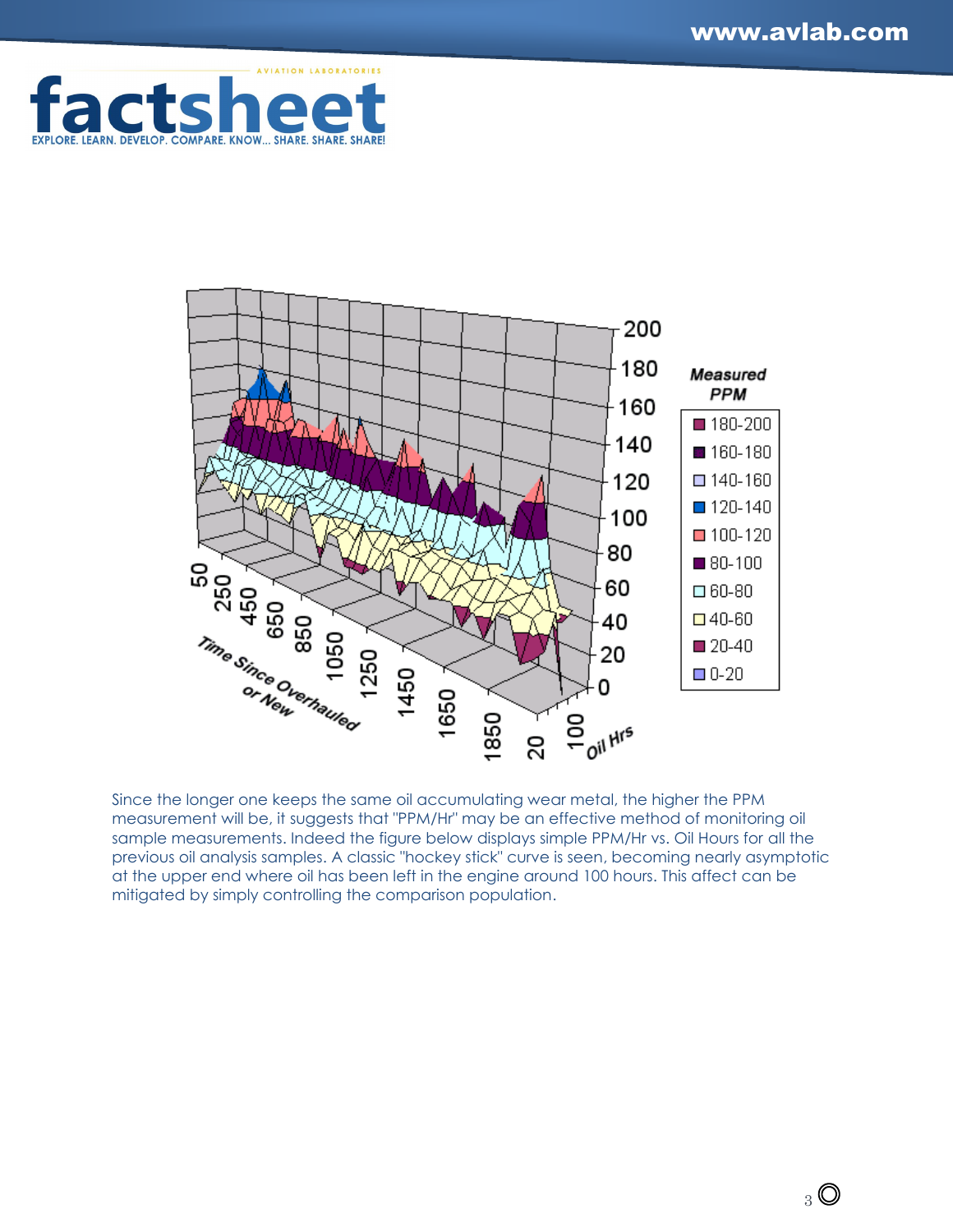Since the longer one keeps the same oil accumulating wear metal, the higher the PPM measurement will be, it suggests that "PPM/Hr" may be an effective method of monitoring oil sample measurements. Indeed the figure below displays simple PPM/Hr vs. Oil Hours for all the previous oil analysis samples. A classic "hockey stick" curve is seen, becoming nearly asymptotic at the upper end where oil has been left in the engine around 100 hours. This affect can be mitigated by simply controlling the comparison population.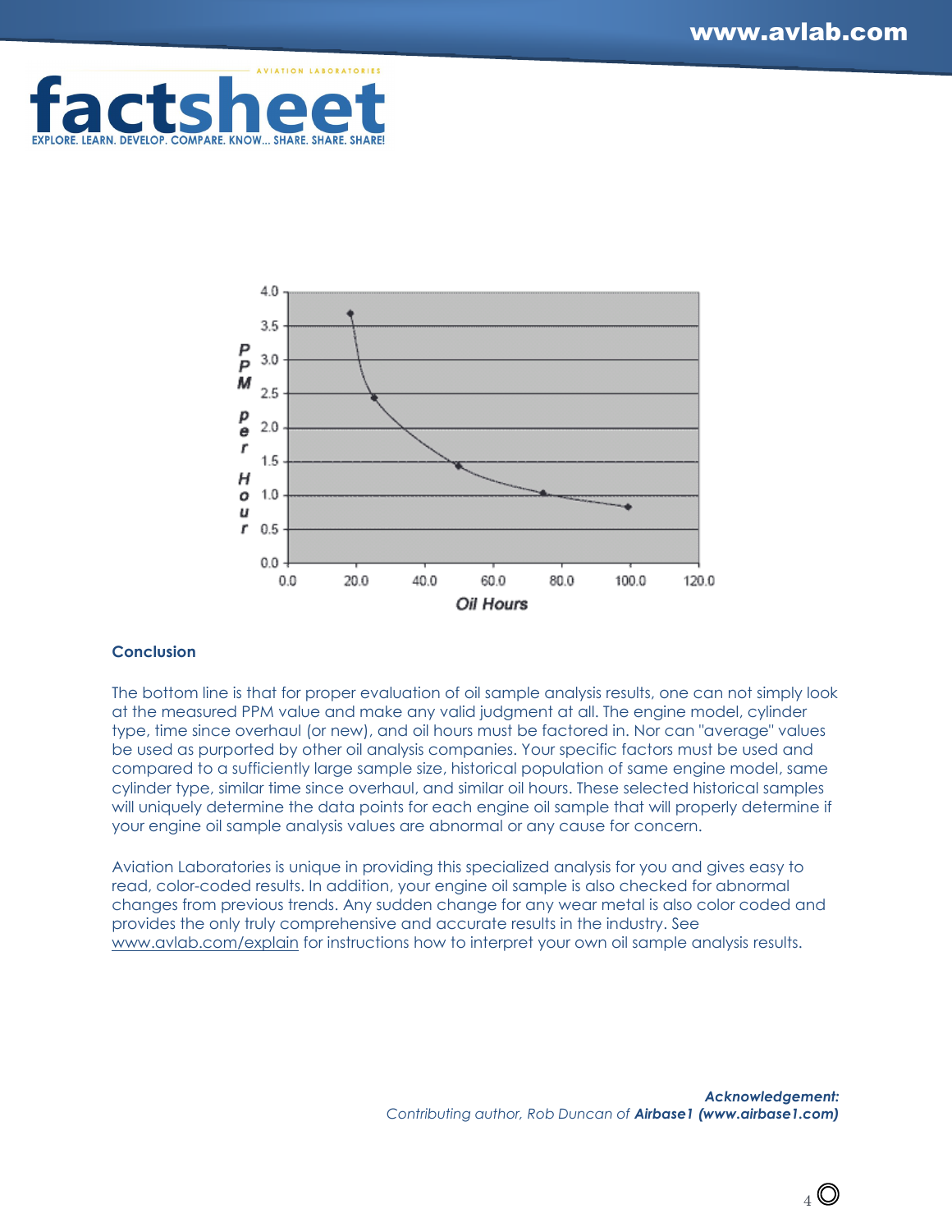factsheet

AVIATION LABORATORIES

EXPLORE. LEARN. DEVELOP. COMPARE. KNOW... SHARE. SHARE. SHARE!

PPM per Hour

4.0
3.5
3.0
2.5
2.0
1.5
1.0
0.5
0.0

0.0 20.0 40.0 60.0 80.0 100.0 120.0

Oil Hours

## Conclusion

The bottom line is that for proper evaluation of oil sample analysis results, one can not simply look at the measured PPM value and make any valid judgment at all. The engine model, cylinder type, time since overhaul (or new), and oil hours must be factored in. Nor can "average" values be used as purported by other oil analysis companies. Your specific factors must be used and compared to a sufficiently large sample size, historical population of same engine model, same cylinder type, similar time since overhaul, and similar oil hours. These selected historical samples will uniquely determine the data points for each engine oil sample that will properly determine if your engine oil sample analysis values are abnormal or any cause for concern.

Aviation Laboratories is unique in providing this specialized analysis for you and gives easy to read, color-coded results. In addition, your engine oil sample is also checked for abnormal changes from previous trends. Any sudden change for any wear metal is also color coded and provides the only truly comprehensive and accurate results in the industry. See www.avlab.com/explain for instructions how to interpret your own oil sample analysis results.

***Acknowledgement:***
*Contributing author, Rob Duncan of **Airbase1 (www.airbase1.com)***